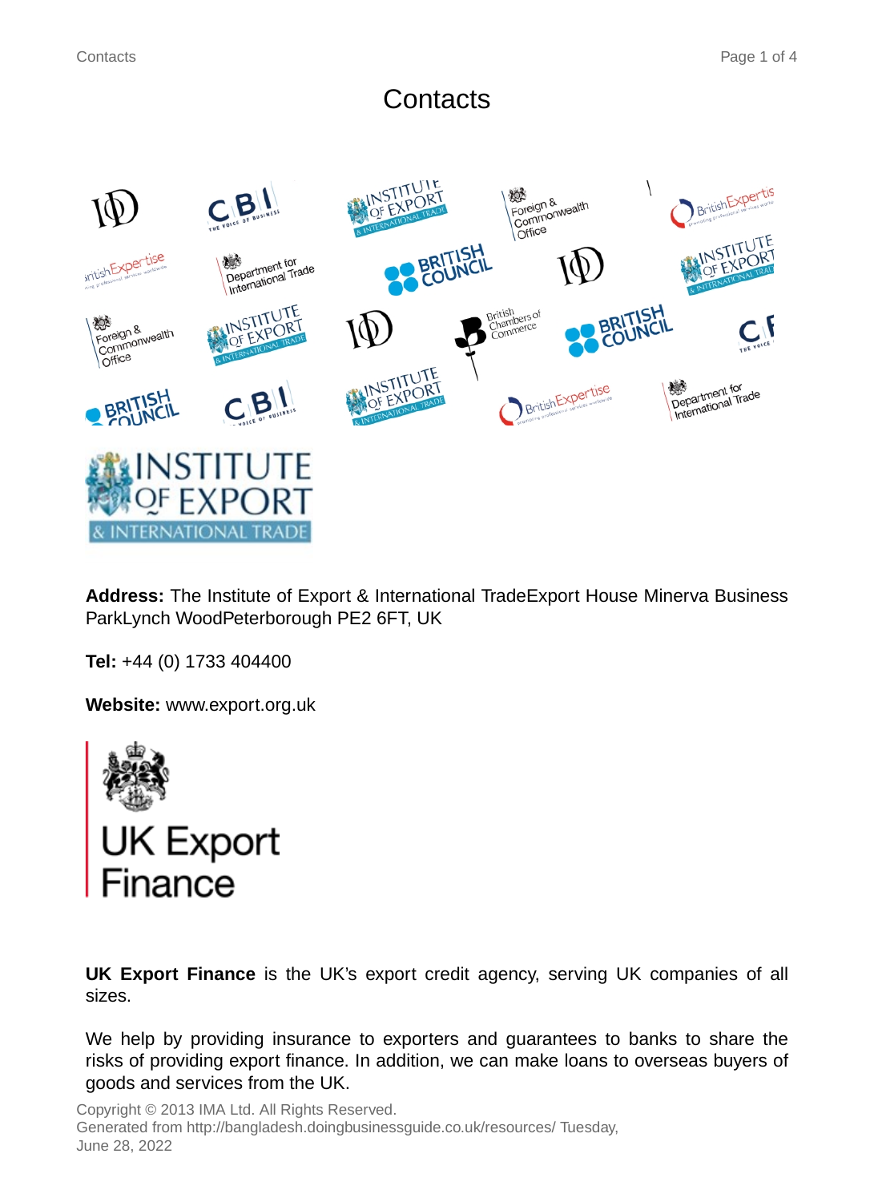# Contacts

**Address:** The Institute of Export & International TradeExport House Minerva Business ParkLynch WoodPeterborough PE2 6FT, UK

**Tel:** +44 (0) 1733 404400

**Website:** www.export.org.uk

**UK Export Finance** is the UK's export credit agency, serving UK companies of all sizes.

We help by providing insurance to exporters and guarantees to banks to share the risks of providing export finance. In addition, we can make loans to overseas buyers of goods and services from the UK.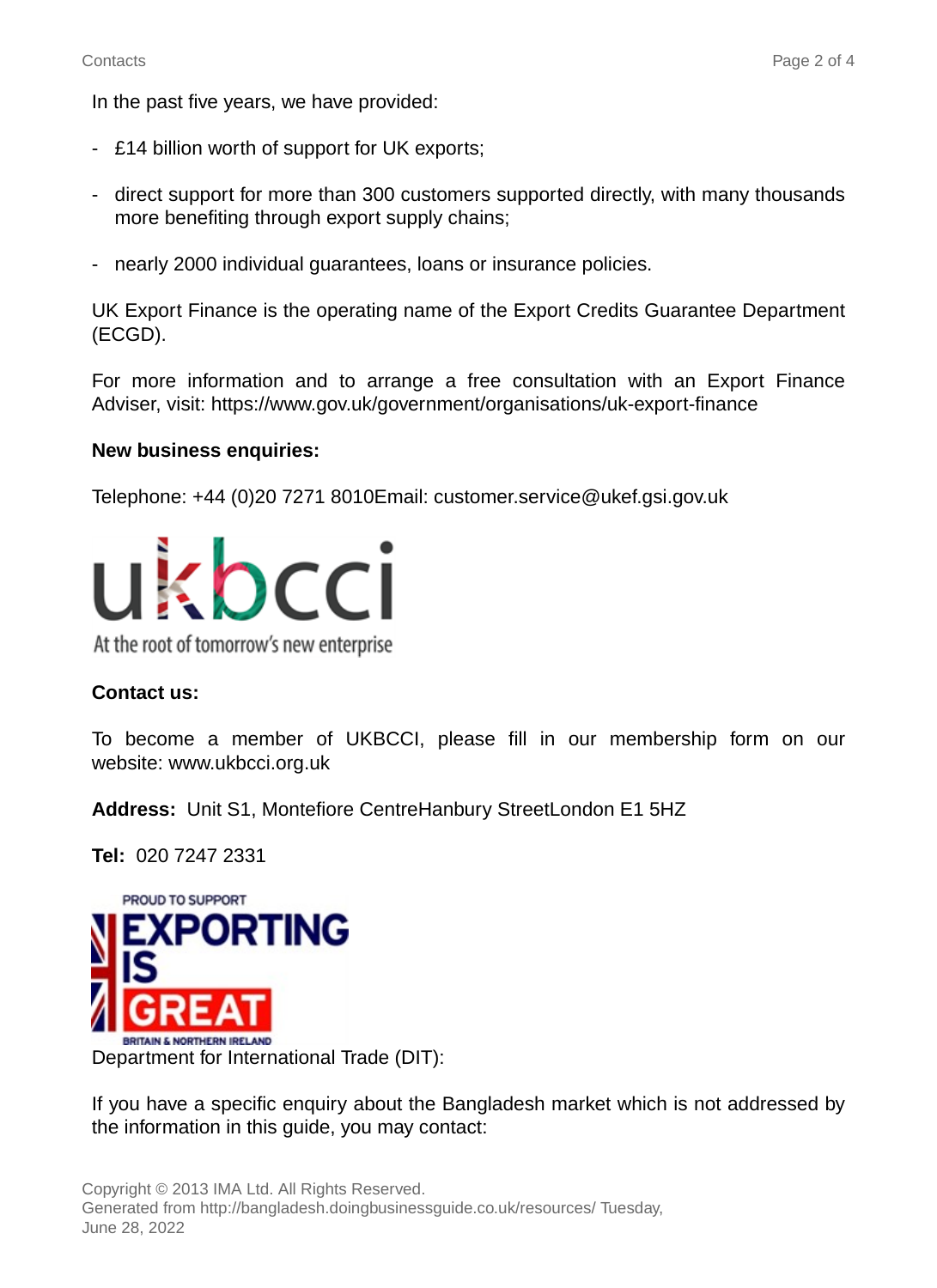In the past five years, we have provided:

- £14 billion worth of support for UK exports;
- direct support for more than 300 customers supported directly, with many thousands more benefiting through export supply chains;
- nearly 2000 individual guarantees, loans or insurance policies.

UK Export Finance is the operating name of the Export Credits Guarantee Department (ECGD).

For more information and to arrange a free consultation with an Export Finance Adviser, visit: https://www.gov.uk/government/organisations/uk-export-finance

**New business enquiries:**

Telephone: +44 (0)20 7271 8010Email: customer.service@ukef.gsi.gov.uk

ukbcci

At the root of tomorrow's new enterprise

**Contact us:**

To become a member of UKBCCI, please fill in our membership form on our website: www.ukbcci.org.uk

**Address:** Unit S1, Montefiore CentreHanbury StreetLondon E1 5HZ

**Tel:** 020 7247 2331

PROUD TO SUPPORT EXPORTING IS GREAT BRITAIN & NORTHERN IRELAND

Department for International Trade (DIT):

If you have a specific enquiry about the Bangladesh market which is not addressed by the information in this guide, you may contact:

Copyright © 2013 IMA Ltd. All Rights Reserved.
Generated from http://bangladesh.doingbusinessguide.co.uk/resources/ Tuesday, June 28, 2022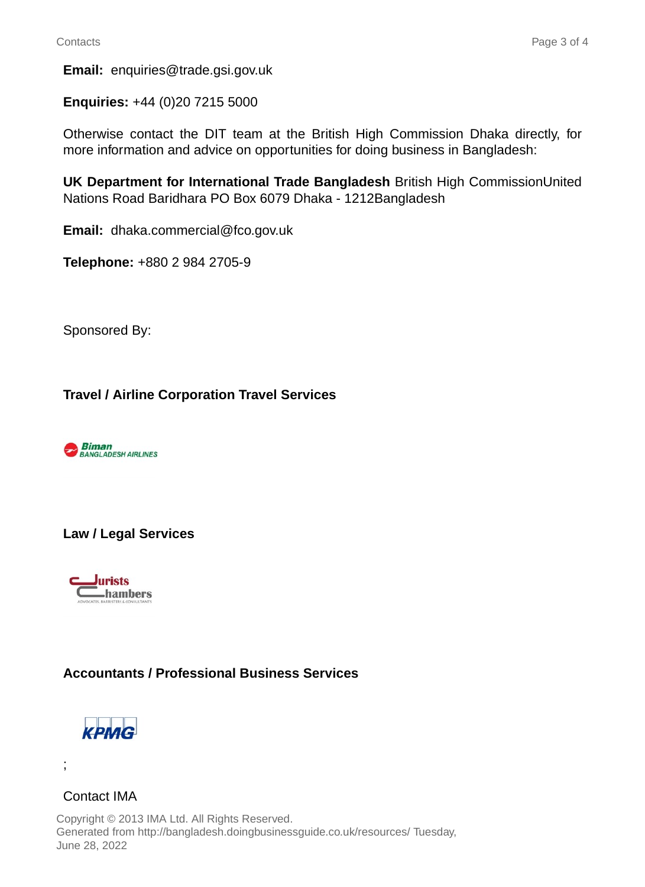**Email:** enquiries@trade.gsi.gov.uk

**Enquiries:** +44 (0)20 7215 5000

Otherwise contact the DIT team at the British High Commission Dhaka directly, for more information and advice on opportunities for doing business in Bangladesh:

**UK Department for International Trade Bangladesh** British High CommissionUnited Nations Road Baridhara PO Box 6079 Dhaka - 1212Bangladesh

**Email:** dhaka.commercial@fco.gov.uk

**Telephone:** +880 2 984 2705-9

Sponsored By:

**Travel / Airline Corporation Travel Services**

Biman BANGLADESH AIRLINES

**Law / Legal Services**

Jurists Chambers
ADVOCATES, BARRISTERS & CONSULTANTS

**Accountants / Professional Business Services**

KPMG

;

Contact IMA

Copyright © 2013 IMA Ltd. All Rights Reserved.
Generated from http://bangladesh.doingbusinessguide.co.uk/resources/ Tuesday, June 28, 2022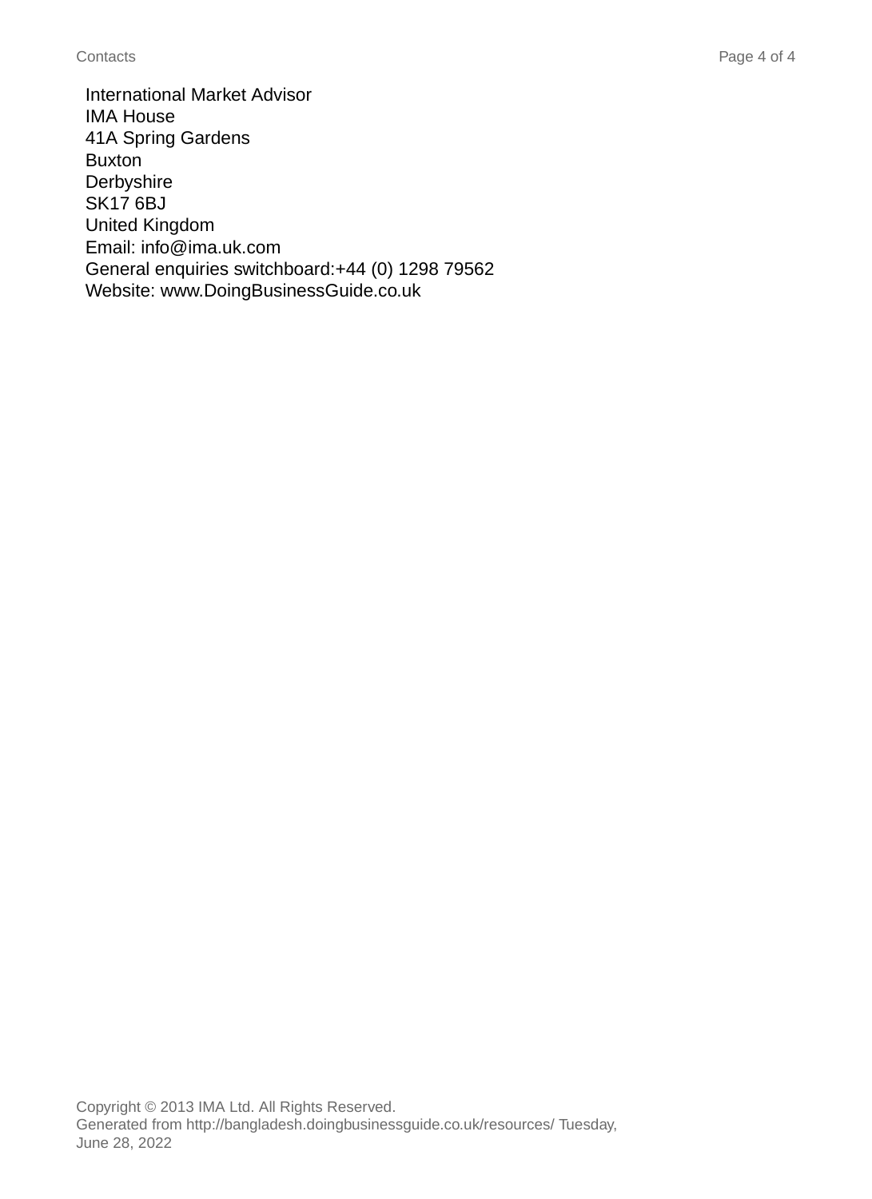International Market Advisor
IMA House
41A Spring Gardens
Buxton
Derbyshire
SK17 6BJ
United Kingdom
Email: info@ima.uk.com
General enquiries switchboard:+44 (0) 1298 79562
Website: www.DoingBusinessGuide.co.uk

Copyright © 2013 IMA Ltd. All Rights Reserved.
Generated from http://bangladesh.doingbusinessguide.co.uk/resources/ Tuesday, June 28, 2022